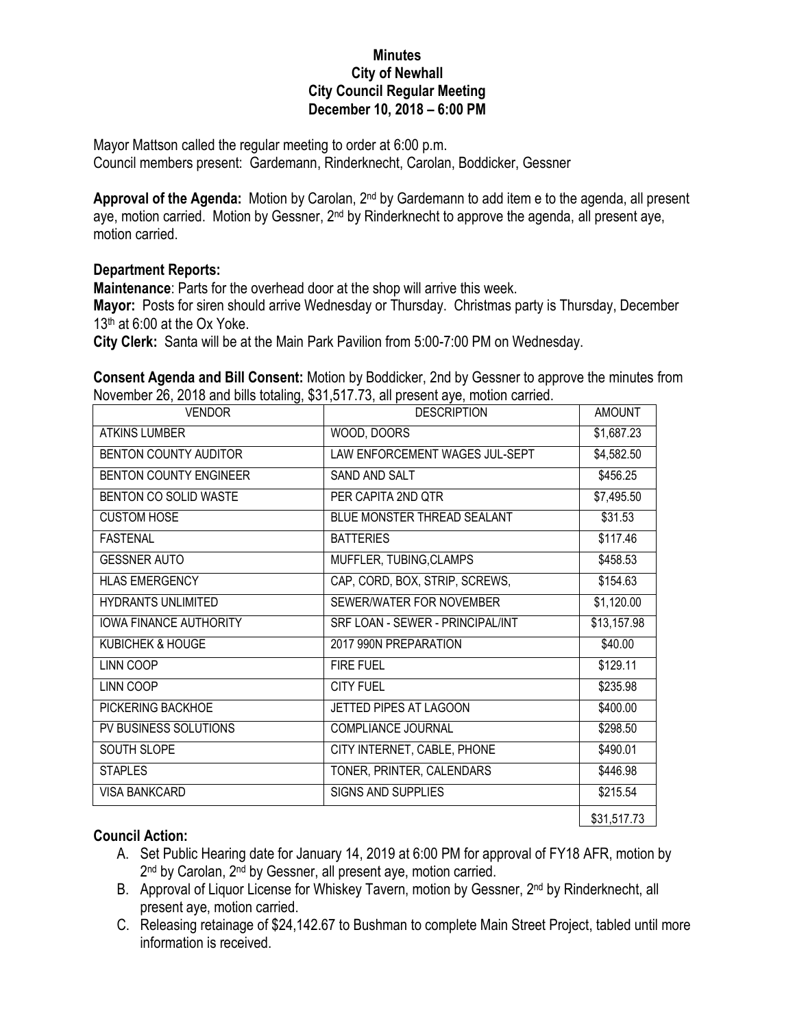# Minutes
## City of Newhall
## City Council Regular Meeting
## December 10, 2018 – 6:00 PM

Mayor Mattson called the regular meeting to order at 6:00 p.m.
Council members present: Gardemann, Rinderknecht, Carolan, Boddicker, Gessner

**Approval of the Agenda:** Motion by Carolan, 2nd by Gardemann to add item e to the agenda, all present aye, motion carried. Motion by Gessner, 2nd by Rinderknecht to approve the agenda, all present aye, motion carried.

**Department Reports:**

**Maintenance**: Parts for the overhead door at the shop will arrive this week.

**Mayor:** Posts for siren should arrive Wednesday or Thursday. Christmas party is Thursday, December 13th at 6:00 at the Ox Yoke.

**City Clerk:** Santa will be at the Main Park Pavilion from 5:00-7:00 PM on Wednesday.

**Consent Agenda and Bill Consent:** Motion by Boddicker, 2nd by Gessner to approve the minutes from November 26, 2018 and bills totaling, $31,517.73, all present aye, motion carried.

| VENDOR | DESCRIPTION | AMOUNT |
|---|---|---|
| ATKINS LUMBER | WOOD, DOORS | $1,687.23 |
| BENTON COUNTY AUDITOR | LAW ENFORCEMENT WAGES JUL-SEPT | $4,582.50 |
| BENTON COUNTY ENGINEER | SAND AND SALT | $456.25 |
| BENTON CO SOLID WASTE | PER CAPITA 2ND QTR | $7,495.50 |
| CUSTOM HOSE | BLUE MONSTER THREAD SEALANT | $31.53 |
| FASTENAL | BATTERIES | $117.46 |
| GESSNER AUTO | MUFFLER, TUBING,CLAMPS | $458.53 |
| HLAS EMERGENCY | CAP, CORD, BOX, STRIP, SCREWS, | $154.63 |
| HYDRANTS UNLIMITED | SEWER/WATER FOR NOVEMBER | $1,120.00 |
| IOWA FINANCE AUTHORITY | SRF LOAN - SEWER - PRINCIPAL/INT | $13,157.98 |
| KUBICHEK & HOUGE | 2017 990N PREPARATION | $40.00 |
| LINN COOP | FIRE FUEL | $129.11 |
| LINN COOP | CITY FUEL | $235.98 |
| PICKERING BACKHOE | JETTED PIPES AT LAGOON | $400.00 |
| PV BUSINESS SOLUTIONS | COMPLIANCE JOURNAL | $298.50 |
| SOUTH SLOPE | CITY INTERNET, CABLE, PHONE | $490.01 |
| STAPLES | TONER, PRINTER, CALENDARS | $446.98 |
| VISA BANKCARD | SIGNS AND SUPPLIES | $215.54 |
| | | $31,517.73 |

**Council Action:**

A. Set Public Hearing date for January 14, 2019 at 6:00 PM for approval of FY18 AFR, motion by 2nd by Carolan, 2nd by Gessner, all present aye, motion carried.
B. Approval of Liquor License for Whiskey Tavern, motion by Gessner, 2nd by Rinderknecht, all present aye, motion carried.
C. Releasing retainage of $24,142.67 to Bushman to complete Main Street Project, tabled until more information is received.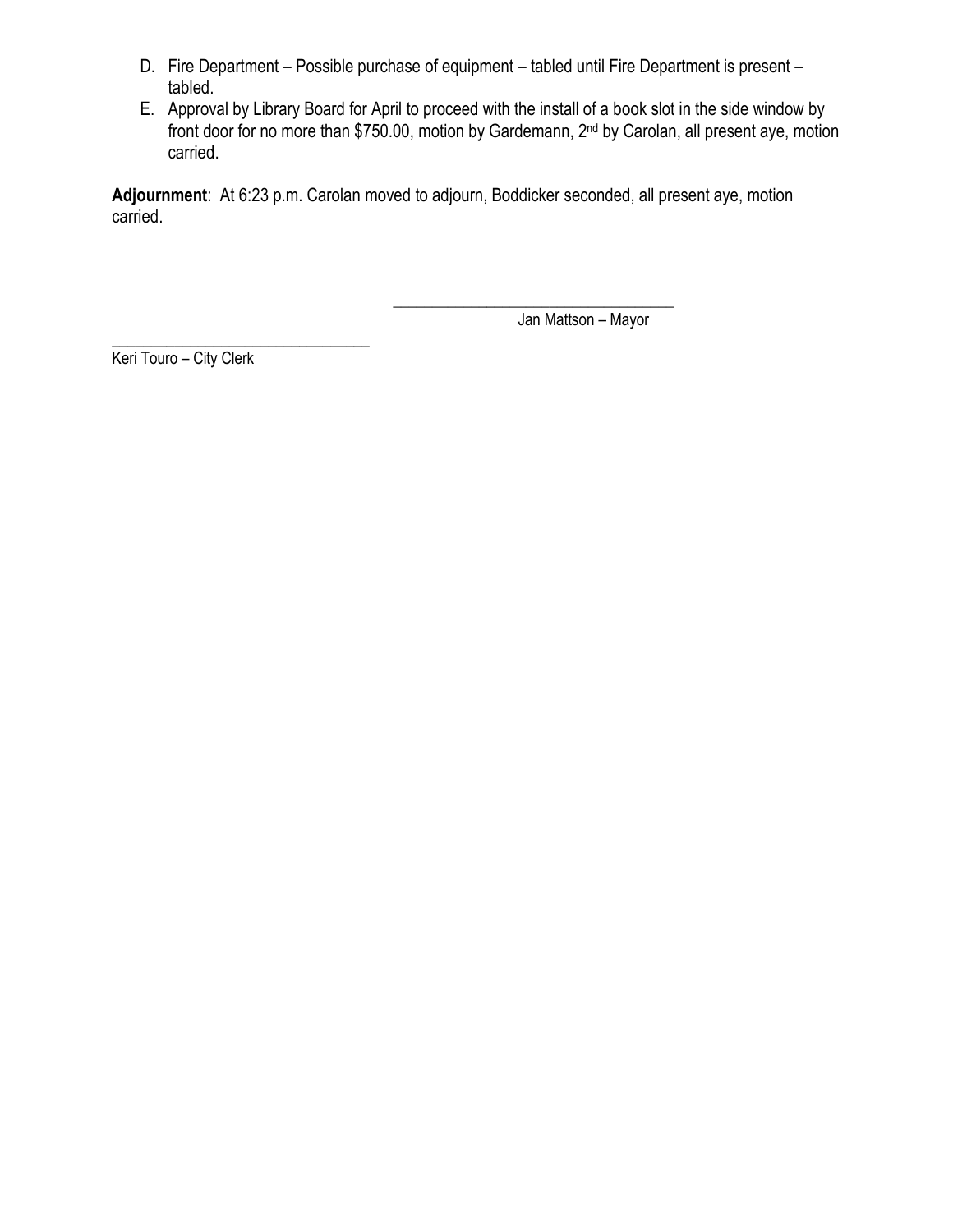D. Fire Department – Possible purchase of equipment – tabled until Fire Department is present – tabled.
E. Approval by Library Board for April to proceed with the install of a book slot in the side window by front door for no more than $750.00, motion by Gardemann, 2nd by Carolan, all present aye, motion carried.

**Adjournment**: At 6:23 p.m. Carolan moved to adjourn, Boddicker seconded, all present aye, motion carried.

\_\_\_\_\_\_\_\_\_\_\_\_\_\_\_\_\_\_\_\_\_\_\_\_\_\_\_\_\_\_\_\_\_\_\_\_
Jan Mattson – Mayor

\_\_\_\_\_\_\_\_\_\_\_\_\_\_\_\_\_\_\_\_\_\_\_\_\_\_\_\_\_\_\_\_\_\_\_\_
Keri Touro – City Clerk